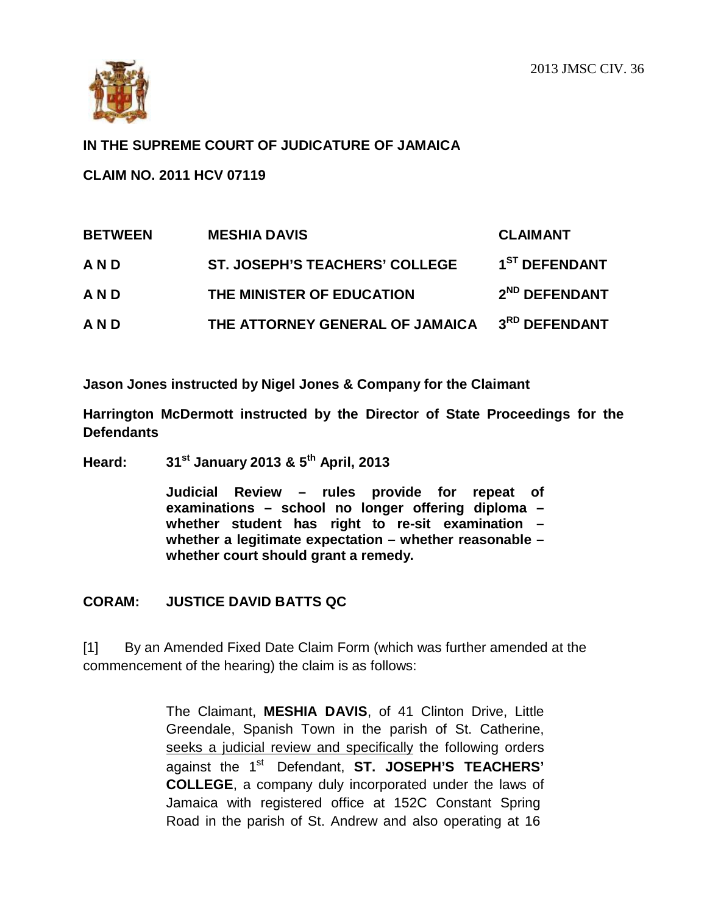2013 JMSC CIV. 36

**IN THE SUPREME COURT OF JUDICATURE OF JAMAICA**

**CLAIM NO. 2011 HCV 07119**

| | | |
|---|---|---|
| **BETWEEN** | **MESHIA DAVIS** | **CLAIMANT** |
| **A N D** | **ST. JOSEPH'S TEACHERS' COLLEGE** | **1ST DEFENDANT** |
| **A N D** | **THE MINISTER OF EDUCATION** | **2ND DEFENDANT** |
| **A N D** | **THE ATTORNEY GENERAL OF JAMAICA** | **3RD DEFENDANT** |

**Jason Jones instructed by Nigel Jones & Company for the Claimant**

**Harrington McDermott instructed by the Director of State Proceedings for the Defendants**

**Heard: 31st January 2013 & 5th April, 2013**

> **Judicial Review – rules provide for repeat of examinations – school no longer offering diploma – whether student has right to re-sit examination – whether a legitimate expectation – whether reasonable – whether court should grant a remedy.**

**CORAM: JUSTICE DAVID BATTS QC**

[1] By an Amended Fixed Date Claim Form (which was further amended at the commencement of the hearing) the claim is as follows:

> The Claimant, **MESHIA DAVIS**, of 41 Clinton Drive, Little Greendale, Spanish Town in the parish of St. Catherine, <u>seeks a judicial review and specifically</u> the following orders against the 1st Defendant, **ST. JOSEPH'S TEACHERS' COLLEGE**, a company duly incorporated under the laws of Jamaica with registered office at 152C Constant Spring Road in the parish of St. Andrew and also operating at 16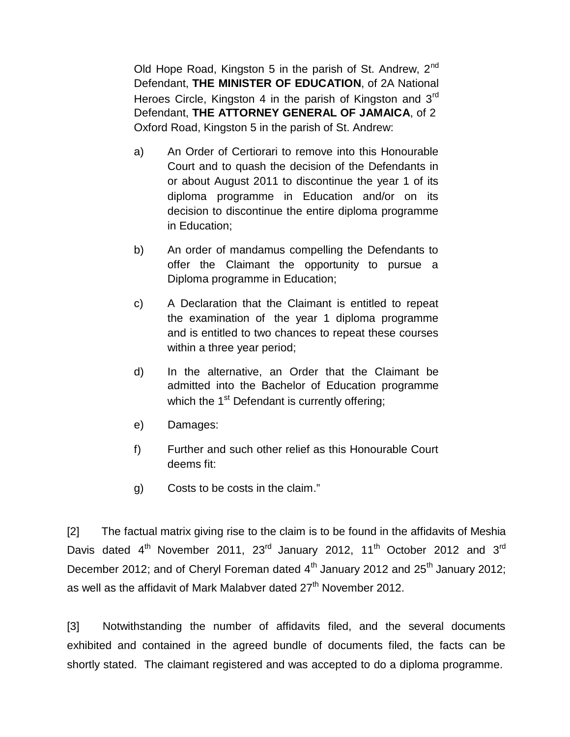Old Hope Road, Kingston 5 in the parish of St. Andrew, 2nd Defendant, **THE MINISTER OF EDUCATION**, of 2A National Heroes Circle, Kingston 4 in the parish of Kingston and 3rd Defendant, **THE ATTORNEY GENERAL OF JAMAICA**, of 2 Oxford Road, Kingston 5 in the parish of St. Andrew:

a) An Order of Certiorari to remove into this Honourable Court and to quash the decision of the Defendants in or about August 2011 to discontinue the year 1 of its diploma programme in Education and/or on its decision to discontinue the entire diploma programme in Education;

b) An order of mandamus compelling the Defendants to offer the Claimant the opportunity to pursue a Diploma programme in Education;

c) A Declaration that the Claimant is entitled to repeat the examination of the year 1 diploma programme and is entitled to two chances to repeat these courses within a three year period;

d) In the alternative, an Order that the Claimant be admitted into the Bachelor of Education programme which the 1st Defendant is currently offering;

e) Damages:

f) Further and such other relief as this Honourable Court deems fit:

g) Costs to be costs in the claim."

[2] The factual matrix giving rise to the claim is to be found in the affidavits of Meshia Davis dated 4th November 2011, 23rd January 2012, 11th October 2012 and 3rd December 2012; and of Cheryl Foreman dated 4th January 2012 and 25th January 2012; as well as the affidavit of Mark Malabver dated 27th November 2012.

[3] Notwithstanding the number of affidavits filed, and the several documents exhibited and contained in the agreed bundle of documents filed, the facts can be shortly stated. The claimant registered and was accepted to do a diploma programme.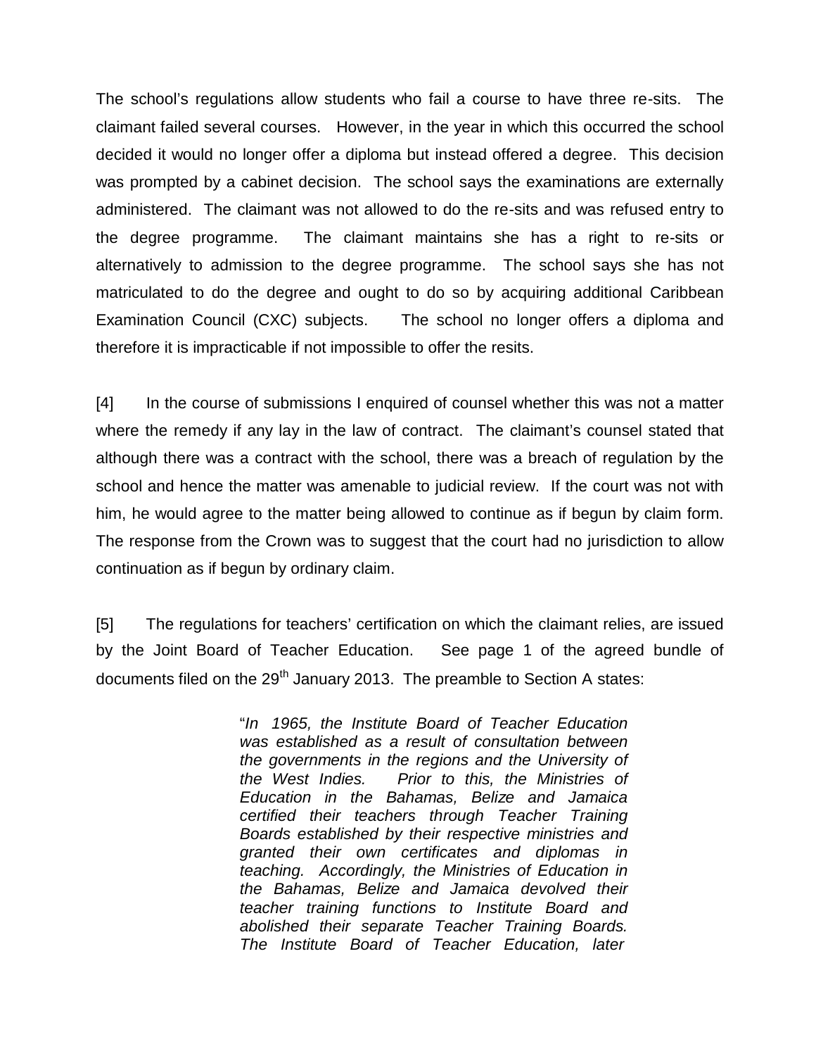The school's regulations allow students who fail a course to have three re-sits. The claimant failed several courses. However, in the year in which this occurred the school decided it would no longer offer a diploma but instead offered a degree. This decision was prompted by a cabinet decision. The school says the examinations are externally administered. The claimant was not allowed to do the re-sits and was refused entry to the degree programme. The claimant maintains she has a right to re-sits or alternatively to admission to the degree programme. The school says she has not matriculated to do the degree and ought to do so by acquiring additional Caribbean Examination Council (CXC) subjects. The school no longer offers a diploma and therefore it is impracticable if not impossible to offer the resits.

[4] In the course of submissions I enquired of counsel whether this was not a matter where the remedy if any lay in the law of contract. The claimant's counsel stated that although there was a contract with the school, there was a breach of regulation by the school and hence the matter was amenable to judicial review. If the court was not with him, he would agree to the matter being allowed to continue as if begun by claim form. The response from the Crown was to suggest that the court had no jurisdiction to allow continuation as if begun by ordinary claim.

[5] The regulations for teachers' certification on which the claimant relies, are issued by the Joint Board of Teacher Education. See page 1 of the agreed bundle of documents filed on the 29th January 2013. The preamble to Section A states:

> "*In 1965, the Institute Board of Teacher Education was established as a result of consultation between the governments in the regions and the University of the West Indies. Prior to this, the Ministries of Education in the Bahamas, Belize and Jamaica certified their teachers through Teacher Training Boards established by their respective ministries and granted their own certificates and diplomas in teaching. Accordingly, the Ministries of Education in the Bahamas, Belize and Jamaica devolved their teacher training functions to Institute Board and abolished their separate Teacher Training Boards. The Institute Board of Teacher Education, later*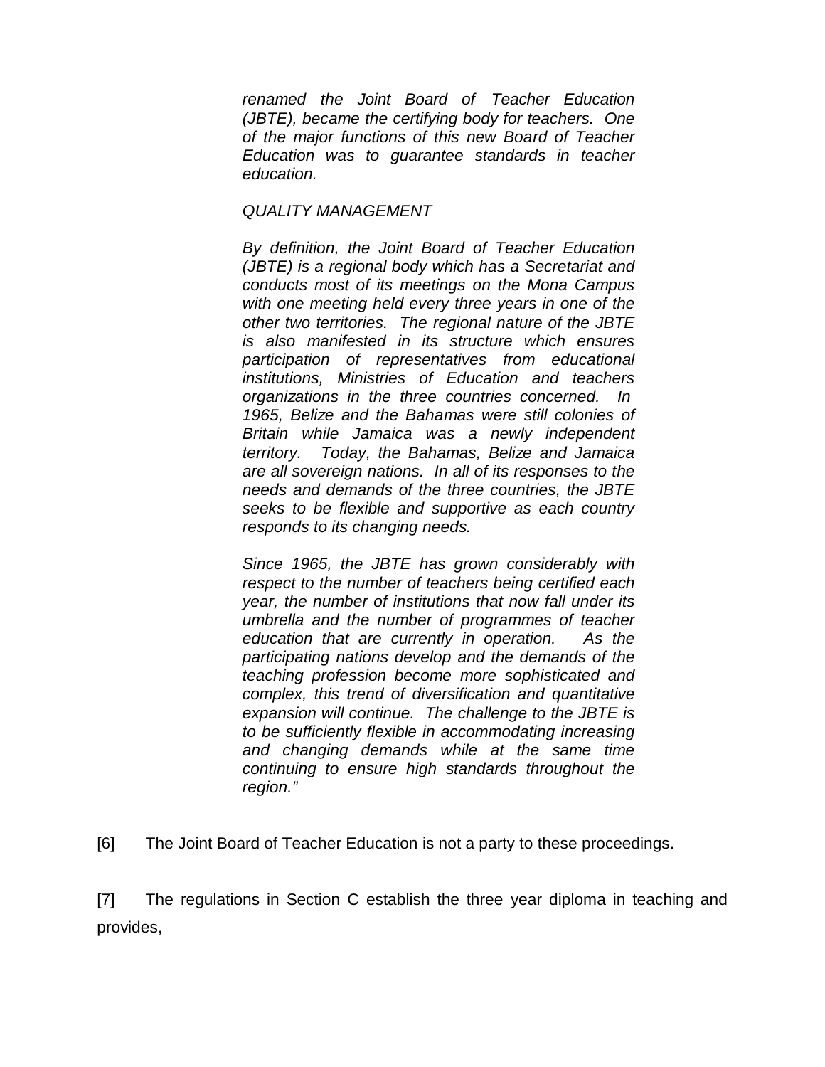> *renamed the Joint Board of Teacher Education (JBTE), became the certifying body for teachers. One of the major functions of this new Board of Teacher Education was to guarantee standards in teacher education.*
>
> *QUALITY MANAGEMENT*
>
> *By definition, the Joint Board of Teacher Education (JBTE) is a regional body which has a Secretariat and conducts most of its meetings on the Mona Campus with one meeting held every three years in one of the other two territories. The regional nature of the JBTE is also manifested in its structure which ensures participation of representatives from educational institutions, Ministries of Education and teachers organizations in the three countries concerned. In 1965, Belize and the Bahamas were still colonies of Britain while Jamaica was a newly independent territory. Today, the Bahamas, Belize and Jamaica are all sovereign nations. In all of its responses to the needs and demands of the three countries, the JBTE seeks to be flexible and supportive as each country responds to its changing needs.*
>
> *Since 1965, the JBTE has grown considerably with respect to the number of teachers being certified each year, the number of institutions that now fall under its umbrella and the number of programmes of teacher education that are currently in operation. As the participating nations develop and the demands of the teaching profession become more sophisticated and complex, this trend of diversification and quantitative expansion will continue. The challenge to the JBTE is to be sufficiently flexible in accommodating increasing and changing demands while at the same time continuing to ensure high standards throughout the region."*

[6] The Joint Board of Teacher Education is not a party to these proceedings.

[7] The regulations in Section C establish the three year diploma in teaching and provides,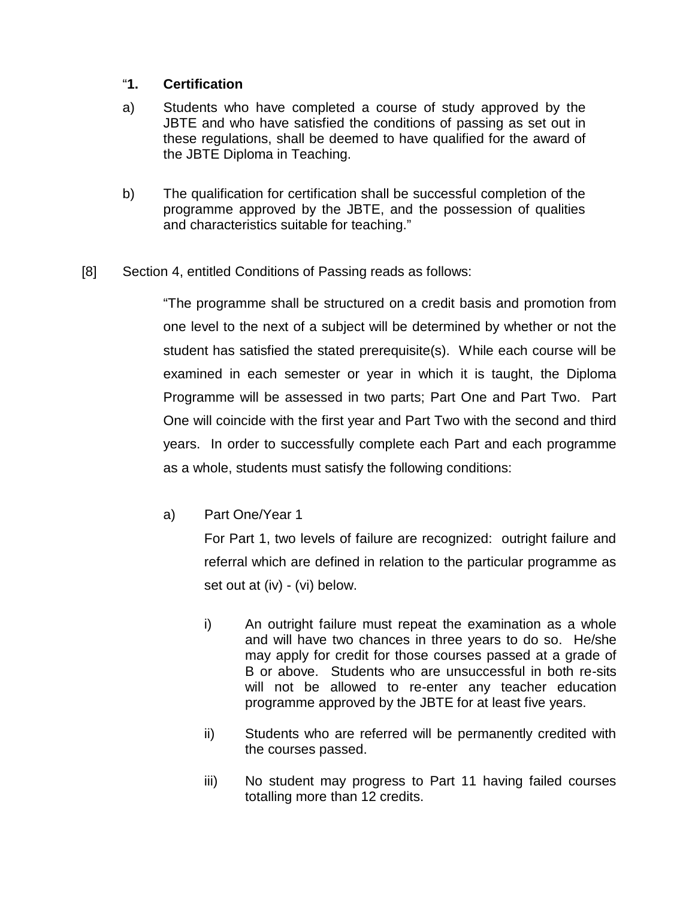"**1. Certification**

a) Students who have completed a course of study approved by the JBTE and who have satisfied the conditions of passing as set out in these regulations, shall be deemed to have qualified for the award of the JBTE Diploma in Teaching.

b) The qualification for certification shall be successful completion of the programme approved by the JBTE, and the possession of qualities and characteristics suitable for teaching."

[8] Section 4, entitled Conditions of Passing reads as follows:

> "The programme shall be structured on a credit basis and promotion from one level to the next of a subject will be determined by whether or not the student has satisfied the stated prerequisite(s). While each course will be examined in each semester or year in which it is taught, the Diploma Programme will be assessed in two parts; Part One and Part Two. Part One will coincide with the first year and Part Two with the second and third years. In order to successfully complete each Part and each programme as a whole, students must satisfy the following conditions:
>
> a) Part One/Year 1
>
> For Part 1, two levels of failure are recognized: outright failure and referral which are defined in relation to the particular programme as set out at (iv) - (vi) below.
>
> i) An outright failure must repeat the examination as a whole and will have two chances in three years to do so. He/she may apply for credit for those courses passed at a grade of B or above. Students who are unsuccessful in both re-sits will not be allowed to re-enter any teacher education programme approved by the JBTE for at least five years.
>
> ii) Students who are referred will be permanently credited with the courses passed.
>
> iii) No student may progress to Part 11 having failed courses totalling more than 12 credits.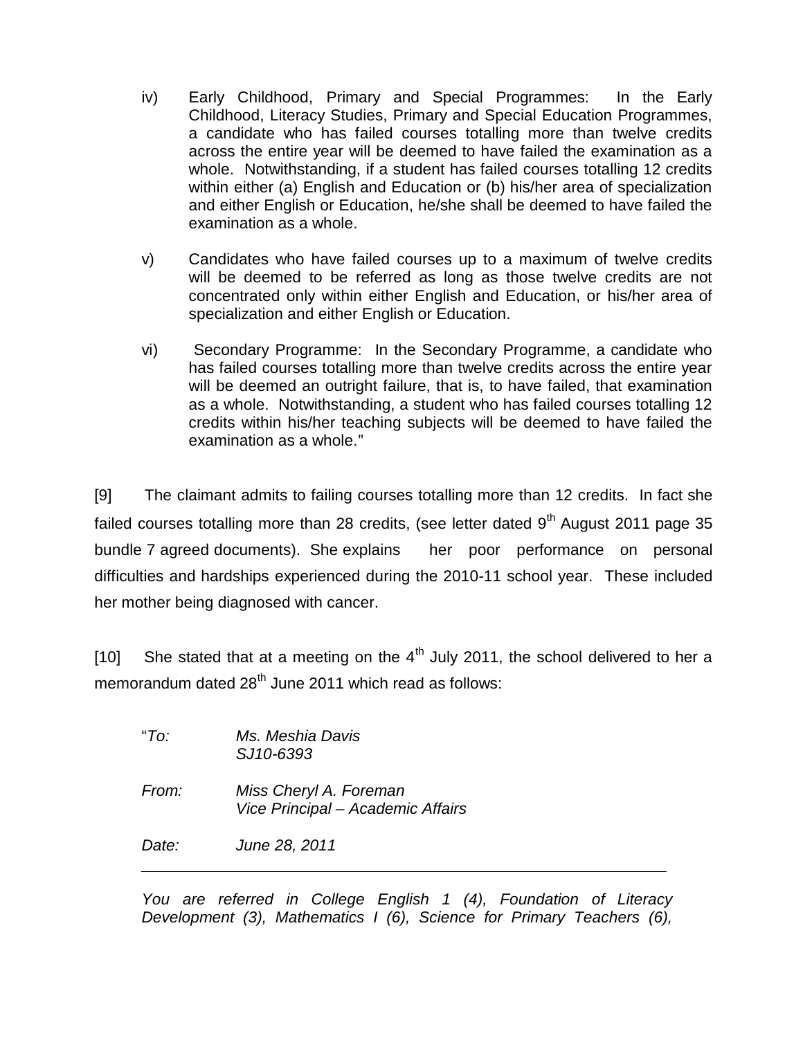iv) Early Childhood, Primary and Special Programmes: In the Early Childhood, Literacy Studies, Primary and Special Education Programmes, a candidate who has failed courses totalling more than twelve credits across the entire year will be deemed to have failed the examination as a whole. Notwithstanding, if a student has failed courses totalling 12 credits within either (a) English and Education or (b) his/her area of specialization and either English or Education, he/she shall be deemed to have failed the examination as a whole.

v) Candidates who have failed courses up to a maximum of twelve credits will be deemed to be referred as long as those twelve credits are not concentrated only within either English and Education, or his/her area of specialization and either English or Education.

vi) Secondary Programme: In the Secondary Programme, a candidate who has failed courses totalling more than twelve credits across the entire year will be deemed an outright failure, that is, to have failed, that examination as a whole. Notwithstanding, a student who has failed courses totalling 12 credits within his/her teaching subjects will be deemed to have failed the examination as a whole."

[9] The claimant admits to failing courses totalling more than 12 credits. In fact she failed courses totalling more than 28 credits, (see letter dated 9th August 2011 page 35 bundle 7 agreed documents). She explains her poor performance on personal difficulties and hardships experienced during the 2010-11 school year. These included her mother being diagnosed with cancer.

[10] She stated that at a meeting on the 4th July 2011, the school delivered to her a memorandum dated 28th June 2011 which read as follows:

"*To:* *Ms. Meshia Davis*
*SJ10-6393*

*From:* *Miss Cheryl A. Foreman*
*Vice Principal – Academic Affairs*

*Date:* *June 28, 2011*

---

*You are referred in College English 1 (4), Foundation of Literacy Development (3), Mathematics I (6), Science for Primary Teachers (6),*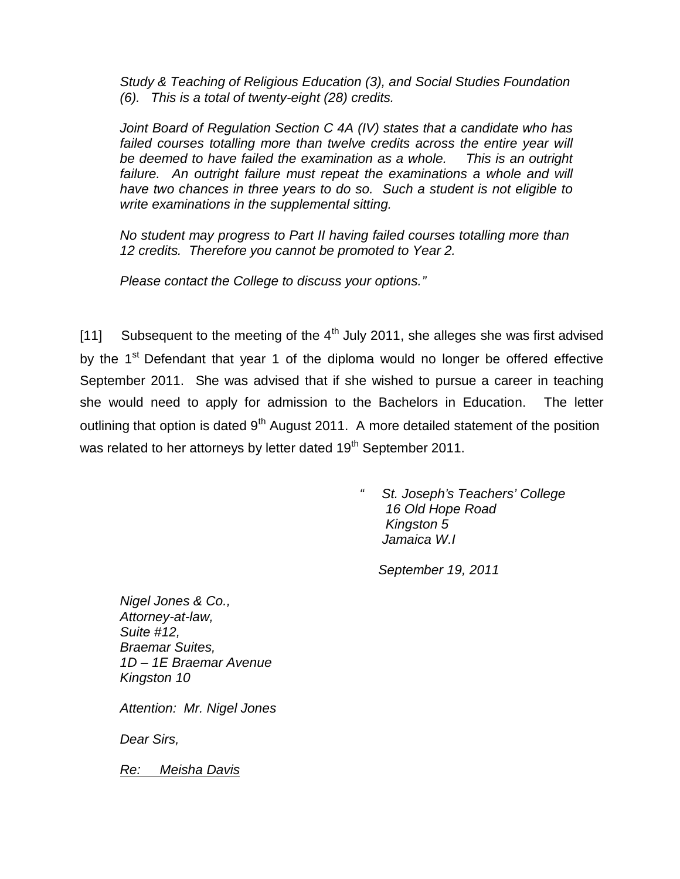*Study & Teaching of Religious Education (3), and Social Studies Foundation (6). This is a total of twenty-eight (28) credits.*

*Joint Board of Regulation Section C 4A (IV) states that a candidate who has failed courses totalling more than twelve credits across the entire year will be deemed to have failed the examination as a whole. This is an outright failure. An outright failure must repeat the examinations a whole and will have two chances in three years to do so. Such a student is not eligible to write examinations in the supplemental sitting.*

*No student may progress to Part II having failed courses totalling more than 12 credits. Therefore you cannot be promoted to Year 2.*

*Please contact the College to discuss your options."*

[11] Subsequent to the meeting of the 4th July 2011, she alleges she was first advised by the 1st Defendant that year 1 of the diploma would no longer be offered effective September 2011. She was advised that if she wished to pursue a career in teaching she would need to apply for admission to the Bachelors in Education. The letter outlining that option is dated 9th August 2011. A more detailed statement of the position was related to her attorneys by letter dated 19th September 2011.

*" St. Joseph's Teachers' College*
*16 Old Hope Road*
*Kingston 5*
*Jamaica W.I*

*September 19, 2011*

*Nigel Jones & Co.,*
*Attorney-at-law,*
*Suite #12,*
*Braemar Suites,*
*1D – 1E Braemar Avenue*
*Kingston 10*

*Attention: Mr. Nigel Jones*

*Dear Sirs,*

*<u>Re: Meisha Davis</u>*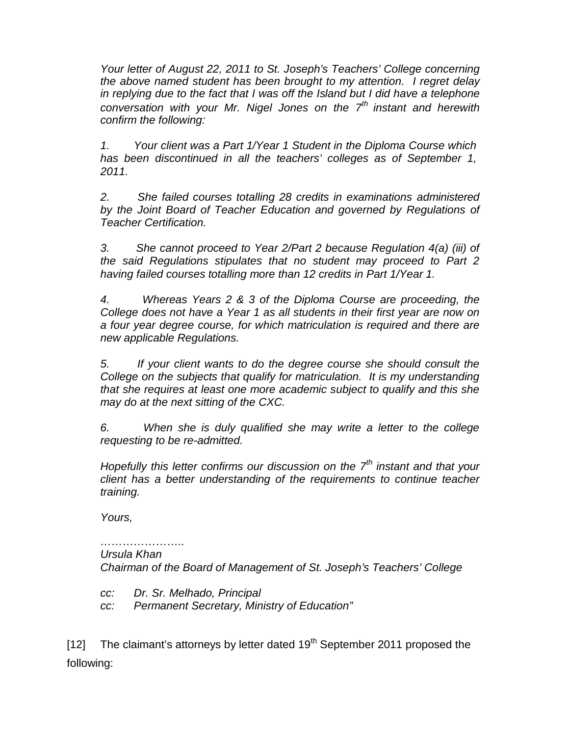*Your letter of August 22, 2011 to St. Joseph's Teachers' College concerning the above named student has been brought to my attention. I regret delay in replying due to the fact that I was off the Island but I did have a telephone conversation with your Mr. Nigel Jones on the 7th instant and herewith confirm the following:*

*1. Your client was a Part 1/Year 1 Student in the Diploma Course which has been discontinued in all the teachers' colleges as of September 1, 2011.*

*2. She failed courses totalling 28 credits in examinations administered by the Joint Board of Teacher Education and governed by Regulations of Teacher Certification.*

*3. She cannot proceed to Year 2/Part 2 because Regulation 4(a) (iii) of the said Regulations stipulates that no student may proceed to Part 2 having failed courses totalling more than 12 credits in Part 1/Year 1.*

*4. Whereas Years 2 & 3 of the Diploma Course are proceeding, the College does not have a Year 1 as all students in their first year are now on a four year degree course, for which matriculation is required and there are new applicable Regulations.*

*5. If your client wants to do the degree course she should consult the College on the subjects that qualify for matriculation. It is my understanding that she requires at least one more academic subject to qualify and this she may do at the next sitting of the CXC.*

*6. When she is duly qualified she may write a letter to the college requesting to be re-admitted.*

*Hopefully this letter confirms our discussion on the 7th instant and that your client has a better understanding of the requirements to continue teacher training.*

*Yours,*

*…………………..*
*Ursula Khan*
*Chairman of the Board of Management of St. Joseph's Teachers' College*

*cc: Dr. Sr. Melhado, Principal*
*cc: Permanent Secretary, Ministry of Education"*

[12] The claimant's attorneys by letter dated 19th September 2011 proposed the following: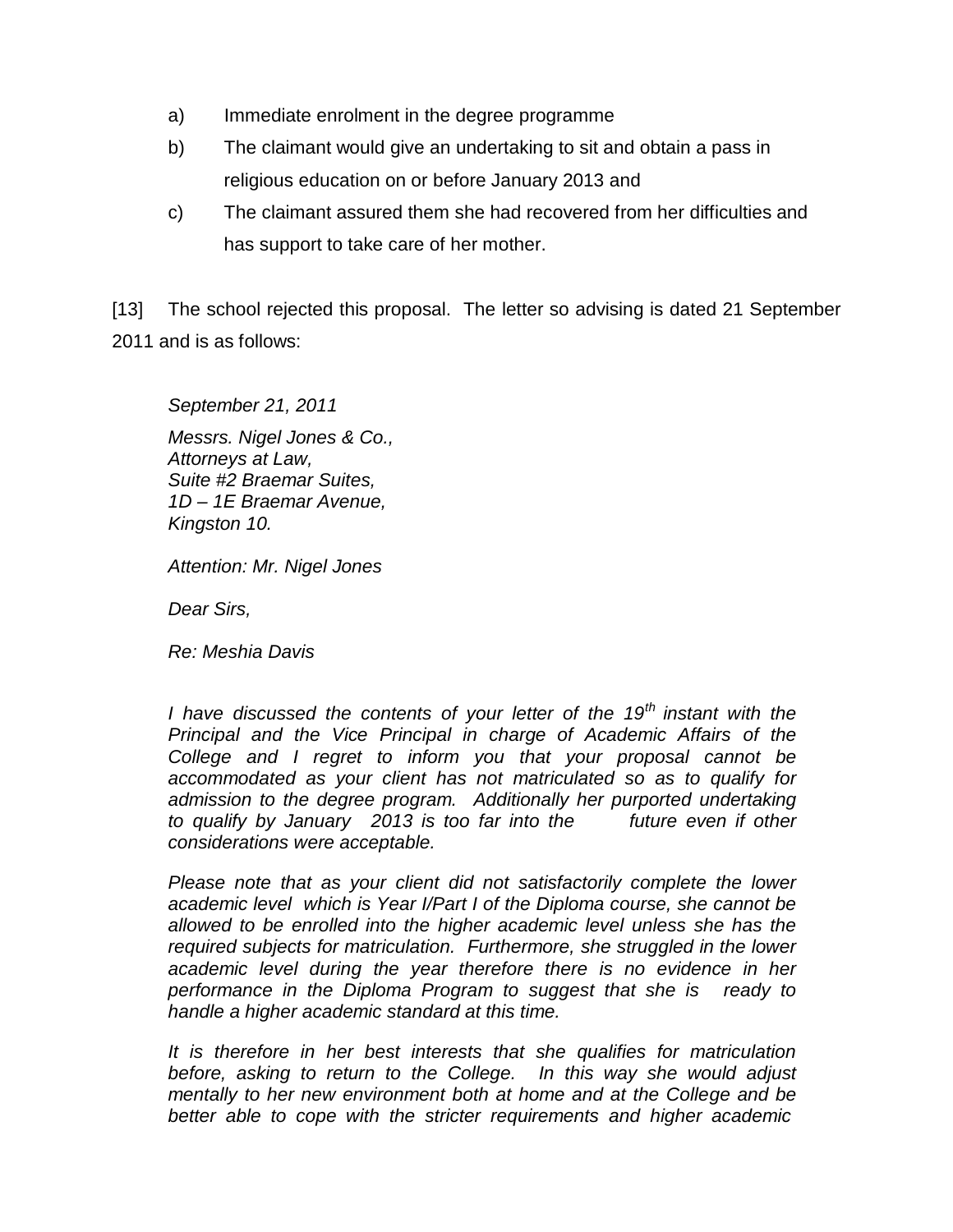a) Immediate enrolment in the degree programme

b) The claimant would give an undertaking to sit and obtain a pass in religious education on or before January 2013 and

c) The claimant assured them she had recovered from her difficulties and has support to take care of her mother.

[13] The school rejected this proposal. The letter so advising is dated 21 September 2011 and is as follows:

*September 21, 2011*

*Messrs. Nigel Jones & Co.,*
*Attorneys at Law,*
*Suite #2 Braemar Suites,*
*1D – 1E Braemar Avenue,*
*Kingston 10.*

*Attention: Mr. Nigel Jones*

*Dear Sirs,*

*Re: Meshia Davis*

*I have discussed the contents of your letter of the 19th instant with the Principal and the Vice Principal in charge of Academic Affairs of the College and I regret to inform you that your proposal cannot be accommodated as your client has not matriculated so as to qualify for admission to the degree program. Additionally her purported undertaking to qualify by January 2013 is too far into the future even if other considerations were acceptable.*

*Please note that as your client did not satisfactorily complete the lower academic level which is Year I/Part I of the Diploma course, she cannot be allowed to be enrolled into the higher academic level unless she has the required subjects for matriculation. Furthermore, she struggled in the lower academic level during the year therefore there is no evidence in her performance in the Diploma Program to suggest that she is ready to handle a higher academic standard at this time.*

*It is therefore in her best interests that she qualifies for matriculation before, asking to return to the College. In this way she would adjust mentally to her new environment both at home and at the College and be better able to cope with the stricter requirements and higher academic*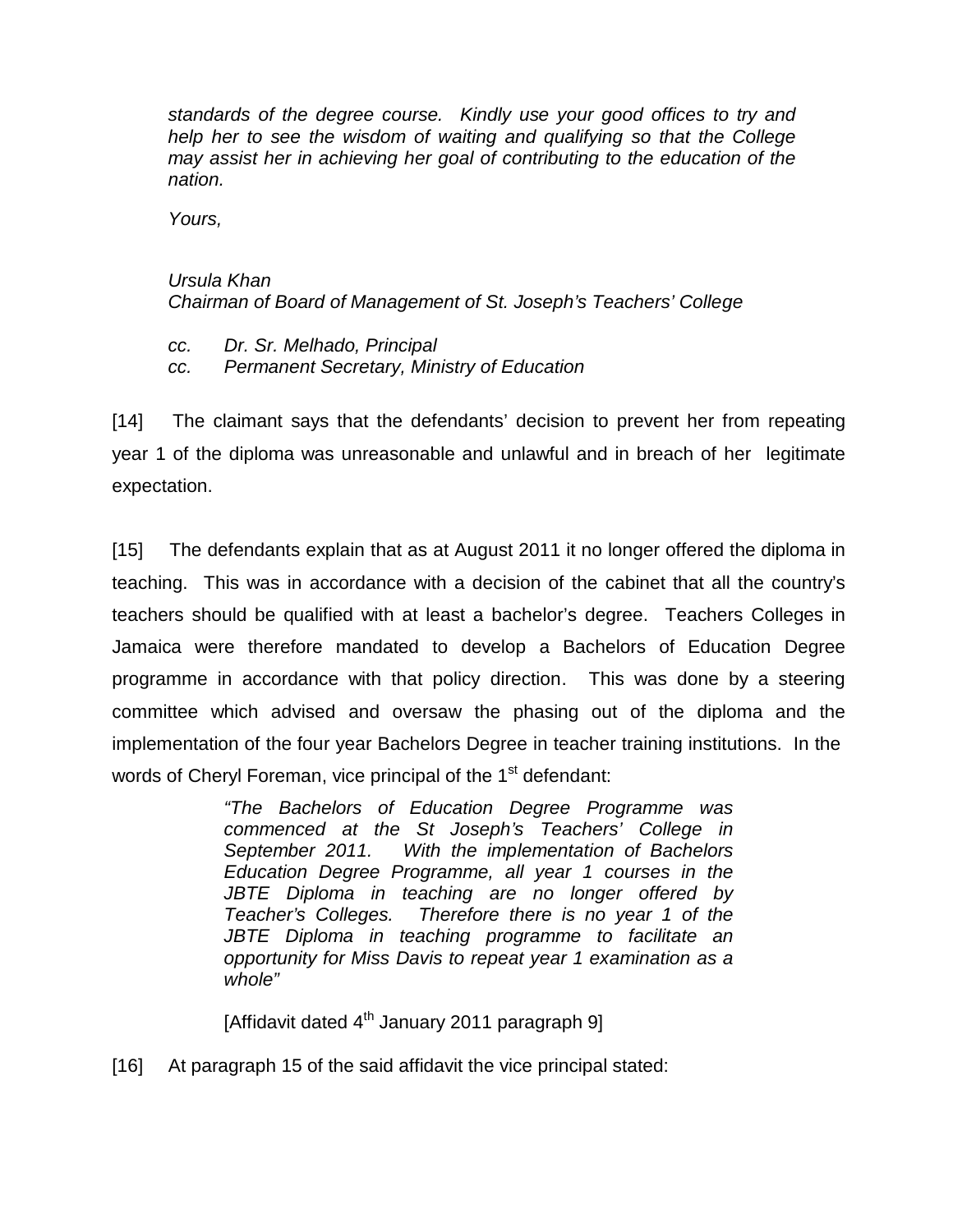*standards of the degree course. Kindly use your good offices to try and help her to see the wisdom of waiting and qualifying so that the College may assist her in achieving her goal of contributing to the education of the nation.*

*Yours,*

*Ursula Khan*
*Chairman of Board of Management of St. Joseph's Teachers' College*

*cc. Dr. Sr. Melhado, Principal*
*cc. Permanent Secretary, Ministry of Education*

[14] The claimant says that the defendants' decision to prevent her from repeating year 1 of the diploma was unreasonable and unlawful and in breach of her legitimate expectation.

[15] The defendants explain that as at August 2011 it no longer offered the diploma in teaching. This was in accordance with a decision of the cabinet that all the country's teachers should be qualified with at least a bachelor's degree. Teachers Colleges in Jamaica were therefore mandated to develop a Bachelors of Education Degree programme in accordance with that policy direction. This was done by a steering committee which advised and oversaw the phasing out of the diploma and the implementation of the four year Bachelors Degree in teacher training institutions. In the words of Cheryl Foreman, vice principal of the 1st defendant:

> *"The Bachelors of Education Degree Programme was commenced at the St Joseph's Teachers' College in September 2011. With the implementation of Bachelors Education Degree Programme, all year 1 courses in the JBTE Diploma in teaching are no longer offered by Teacher's Colleges. Therefore there is no year 1 of the JBTE Diploma in teaching programme to facilitate an opportunity for Miss Davis to repeat year 1 examination as a whole"*
>
> [Affidavit dated 4th January 2011 paragraph 9]

[16] At paragraph 15 of the said affidavit the vice principal stated: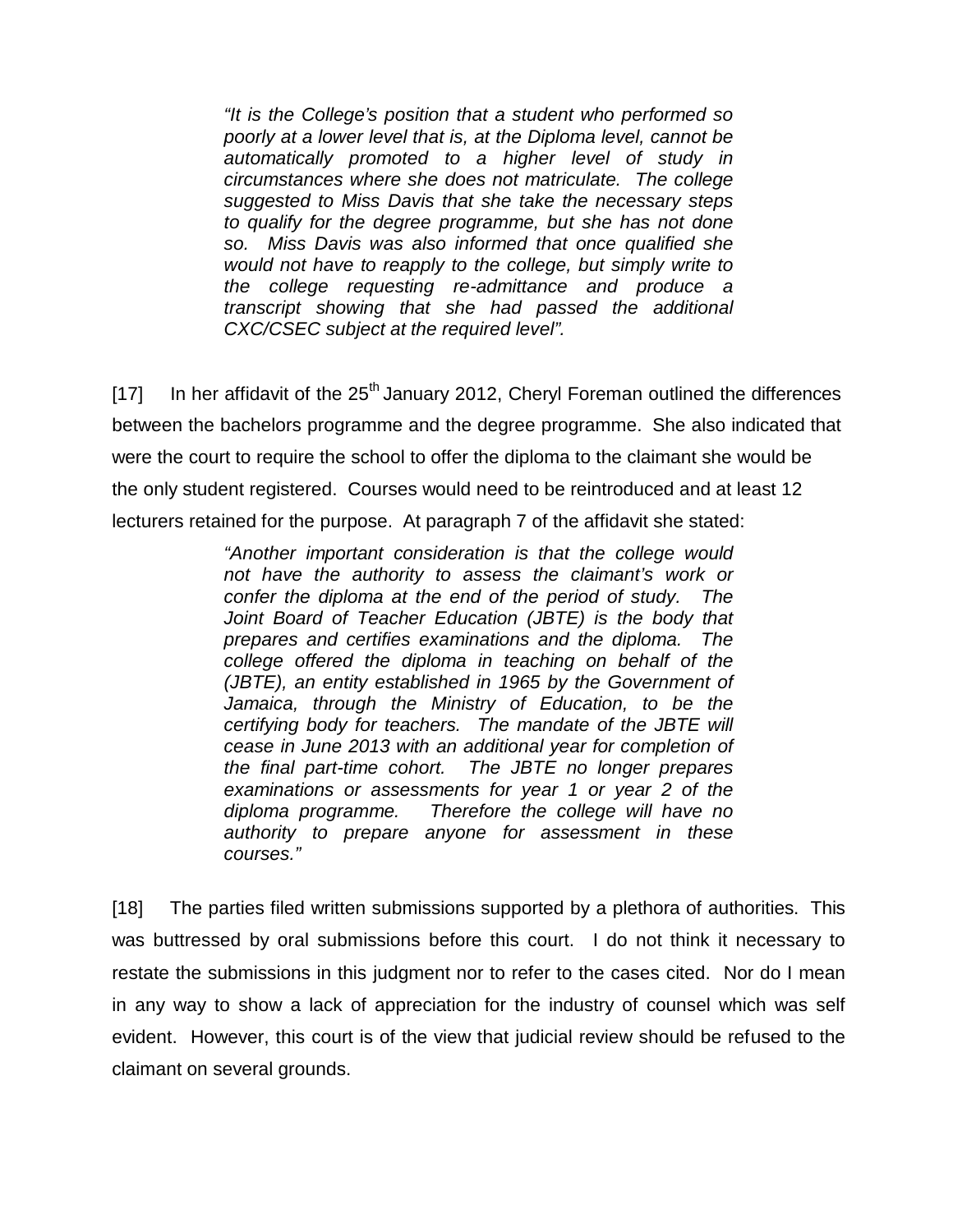> *"It is the College's position that a student who performed so poorly at a lower level that is, at the Diploma level, cannot be automatically promoted to a higher level of study in circumstances where she does not matriculate. The college suggested to Miss Davis that she take the necessary steps to qualify for the degree programme, but she has not done so. Miss Davis was also informed that once qualified she would not have to reapply to the college, but simply write to the college requesting re-admittance and produce a transcript showing that she had passed the additional CXC/CSEC subject at the required level".*

[17] In her affidavit of the 25th January 2012, Cheryl Foreman outlined the differences between the bachelors programme and the degree programme. She also indicated that were the court to require the school to offer the diploma to the claimant she would be the only student registered. Courses would need to be reintroduced and at least 12 lecturers retained for the purpose. At paragraph 7 of the affidavit she stated:

> *"Another important consideration is that the college would not have the authority to assess the claimant's work or confer the diploma at the end of the period of study. The Joint Board of Teacher Education (JBTE) is the body that prepares and certifies examinations and the diploma. The college offered the diploma in teaching on behalf of the (JBTE), an entity established in 1965 by the Government of Jamaica, through the Ministry of Education, to be the certifying body for teachers. The mandate of the JBTE will cease in June 2013 with an additional year for completion of the final part-time cohort. The JBTE no longer prepares examinations or assessments for year 1 or year 2 of the diploma programme. Therefore the college will have no authority to prepare anyone for assessment in these courses."*

[18] The parties filed written submissions supported by a plethora of authorities. This was buttressed by oral submissions before this court. I do not think it necessary to restate the submissions in this judgment nor to refer to the cases cited. Nor do I mean in any way to show a lack of appreciation for the industry of counsel which was self evident. However, this court is of the view that judicial review should be refused to the claimant on several grounds.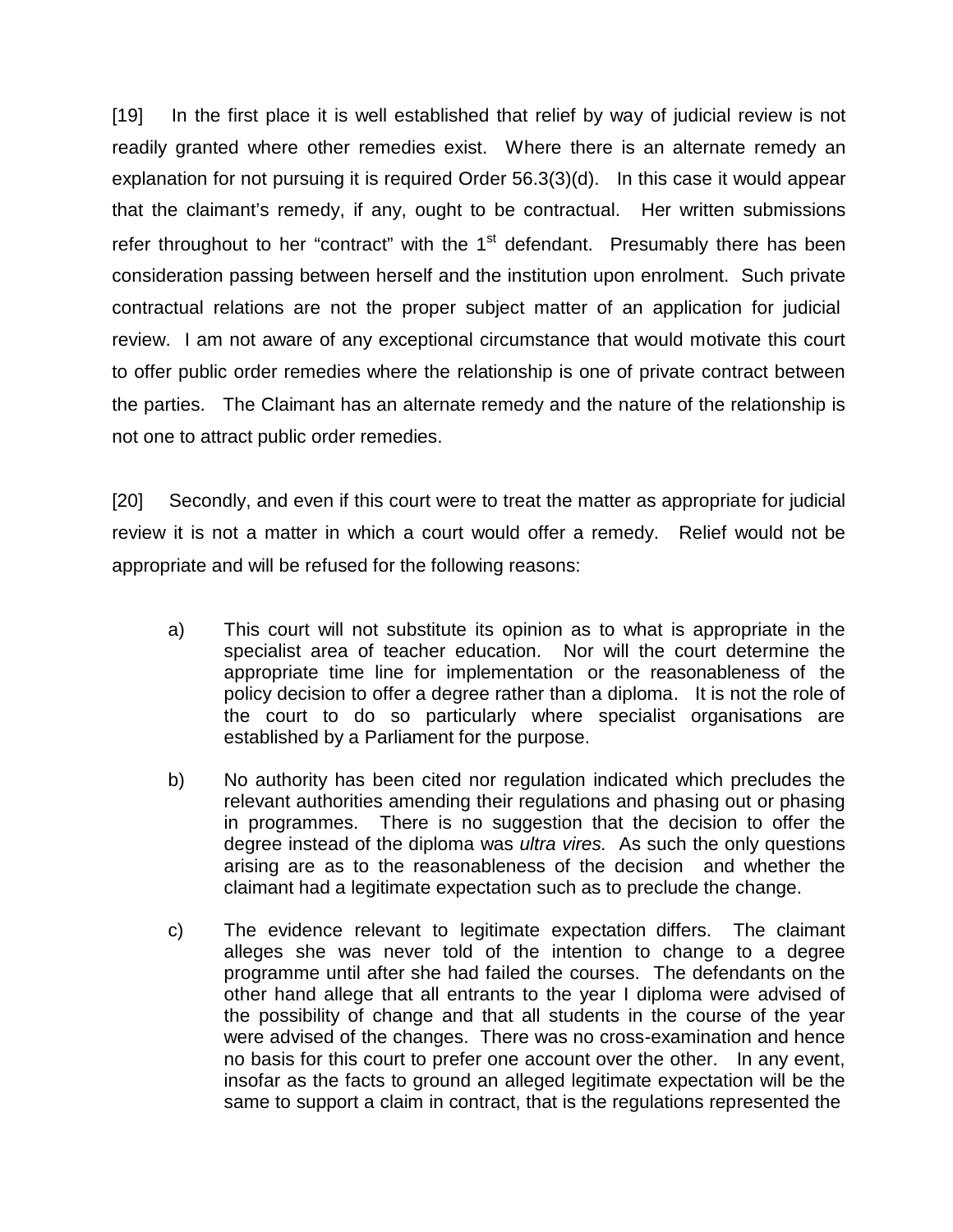[19] In the first place it is well established that relief by way of judicial review is not readily granted where other remedies exist. Where there is an alternate remedy an explanation for not pursuing it is required Order 56.3(3)(d). In this case it would appear that the claimant's remedy, if any, ought to be contractual. Her written submissions refer throughout to her "contract" with the 1st defendant. Presumably there has been consideration passing between herself and the institution upon enrolment. Such private contractual relations are not the proper subject matter of an application for judicial review. I am not aware of any exceptional circumstance that would motivate this court to offer public order remedies where the relationship is one of private contract between the parties. The Claimant has an alternate remedy and the nature of the relationship is not one to attract public order remedies.

[20] Secondly, and even if this court were to treat the matter as appropriate for judicial review it is not a matter in which a court would offer a remedy. Relief would not be appropriate and will be refused for the following reasons:

a) This court will not substitute its opinion as to what is appropriate in the specialist area of teacher education. Nor will the court determine the appropriate time line for implementation or the reasonableness of the policy decision to offer a degree rather than a diploma. It is not the role of the court to do so particularly where specialist organisations are established by a Parliament for the purpose.

b) No authority has been cited nor regulation indicated which precludes the relevant authorities amending their regulations and phasing out or phasing in programmes. There is no suggestion that the decision to offer the degree instead of the diploma was *ultra vires.* As such the only questions arising are as to the reasonableness of the decision and whether the claimant had a legitimate expectation such as to preclude the change.

c) The evidence relevant to legitimate expectation differs. The claimant alleges she was never told of the intention to change to a degree programme until after she had failed the courses. The defendants on the other hand allege that all entrants to the year I diploma were advised of the possibility of change and that all students in the course of the year were advised of the changes. There was no cross-examination and hence no basis for this court to prefer one account over the other. In any event, insofar as the facts to ground an alleged legitimate expectation will be the same to support a claim in contract, that is the regulations represented the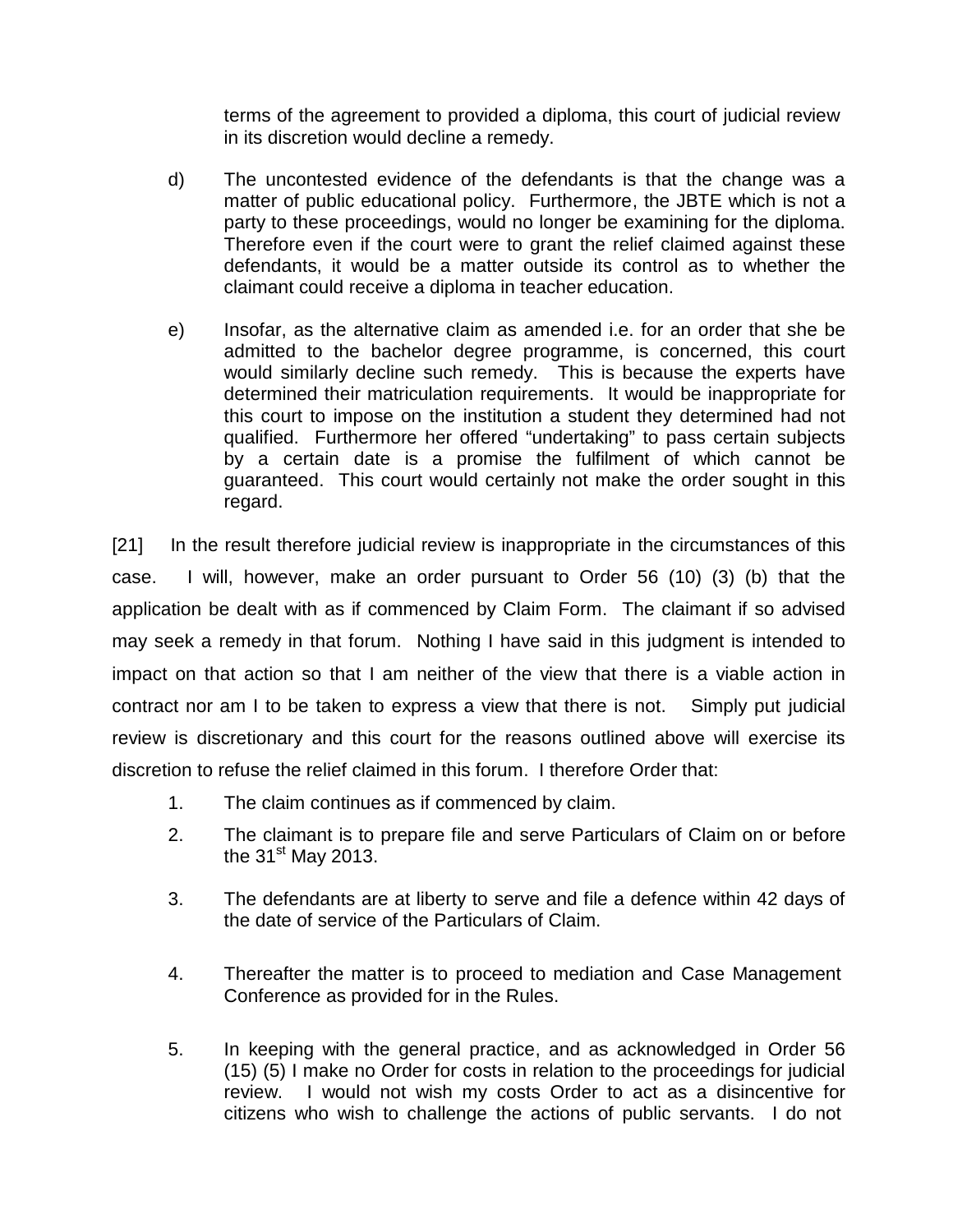terms of the agreement to provided a diploma, this court of judicial review in its discretion would decline a remedy.

d) The uncontested evidence of the defendants is that the change was a matter of public educational policy. Furthermore, the JBTE which is not a party to these proceedings, would no longer be examining for the diploma. Therefore even if the court were to grant the relief claimed against these defendants, it would be a matter outside its control as to whether the claimant could receive a diploma in teacher education.

e) Insofar, as the alternative claim as amended i.e. for an order that she be admitted to the bachelor degree programme, is concerned, this court would similarly decline such remedy. This is because the experts have determined their matriculation requirements. It would be inappropriate for this court to impose on the institution a student they determined had not qualified. Furthermore her offered "undertaking" to pass certain subjects by a certain date is a promise the fulfilment of which cannot be guaranteed. This court would certainly not make the order sought in this regard.

[21] In the result therefore judicial review is inappropriate in the circumstances of this case. I will, however, make an order pursuant to Order 56 (10) (3) (b) that the application be dealt with as if commenced by Claim Form. The claimant if so advised may seek a remedy in that forum. Nothing I have said in this judgment is intended to impact on that action so that I am neither of the view that there is a viable action in contract nor am I to be taken to express a view that there is not. Simply put judicial review is discretionary and this court for the reasons outlined above will exercise its discretion to refuse the relief claimed in this forum. I therefore Order that:

1. The claim continues as if commenced by claim.
2. The claimant is to prepare file and serve Particulars of Claim on or before the 31st May 2013.
3. The defendants are at liberty to serve and file a defence within 42 days of the date of service of the Particulars of Claim.
4. Thereafter the matter is to proceed to mediation and Case Management Conference as provided for in the Rules.
5. In keeping with the general practice, and as acknowledged in Order 56 (15) (5) I make no Order for costs in relation to the proceedings for judicial review. I would not wish my costs Order to act as a disincentive for citizens who wish to challenge the actions of public servants. I do not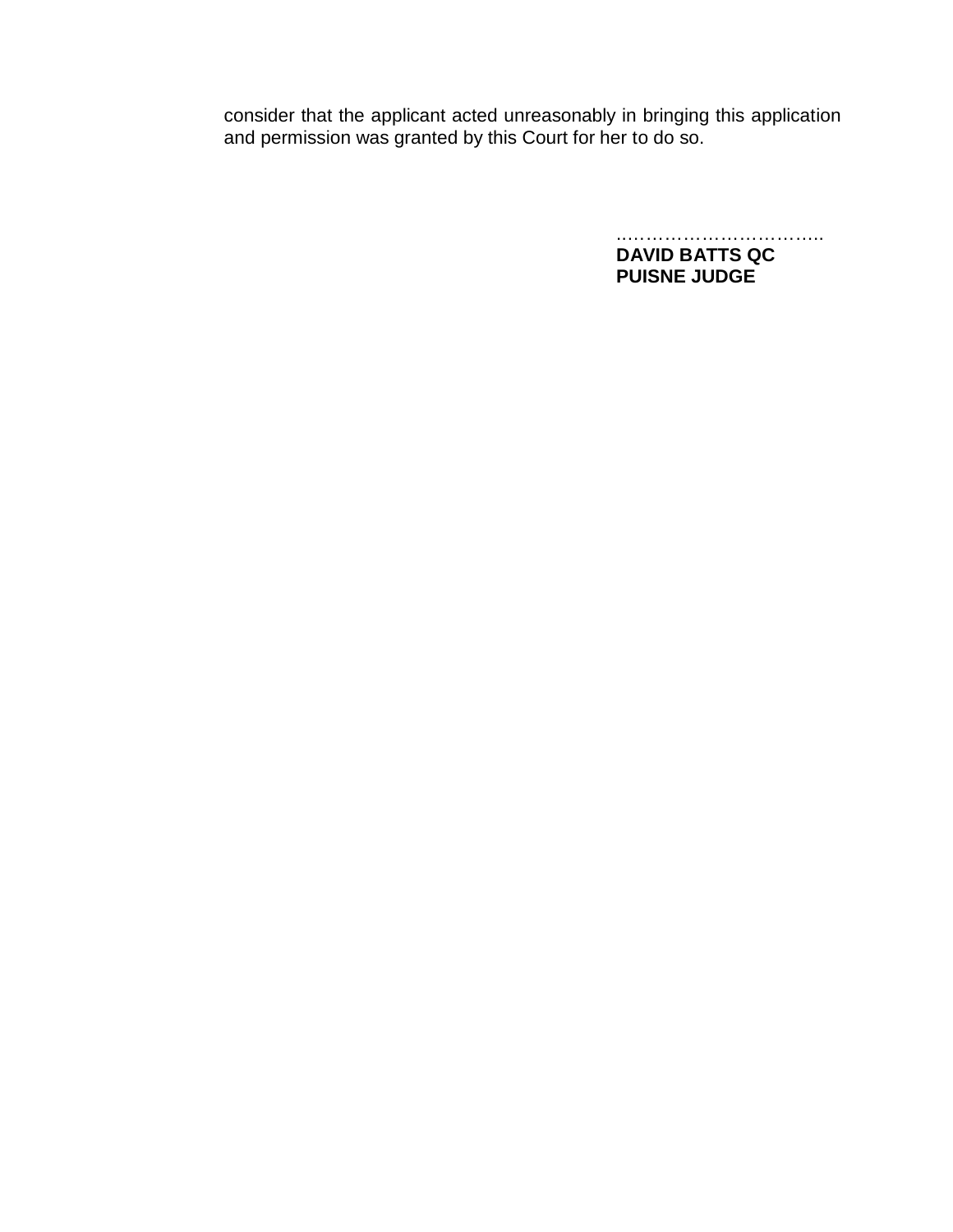consider that the applicant acted unreasonably in bringing this application and permission was granted by this Court for her to do so.

……………………………..
**DAVID BATTS QC**
**PUISNE JUDGE**